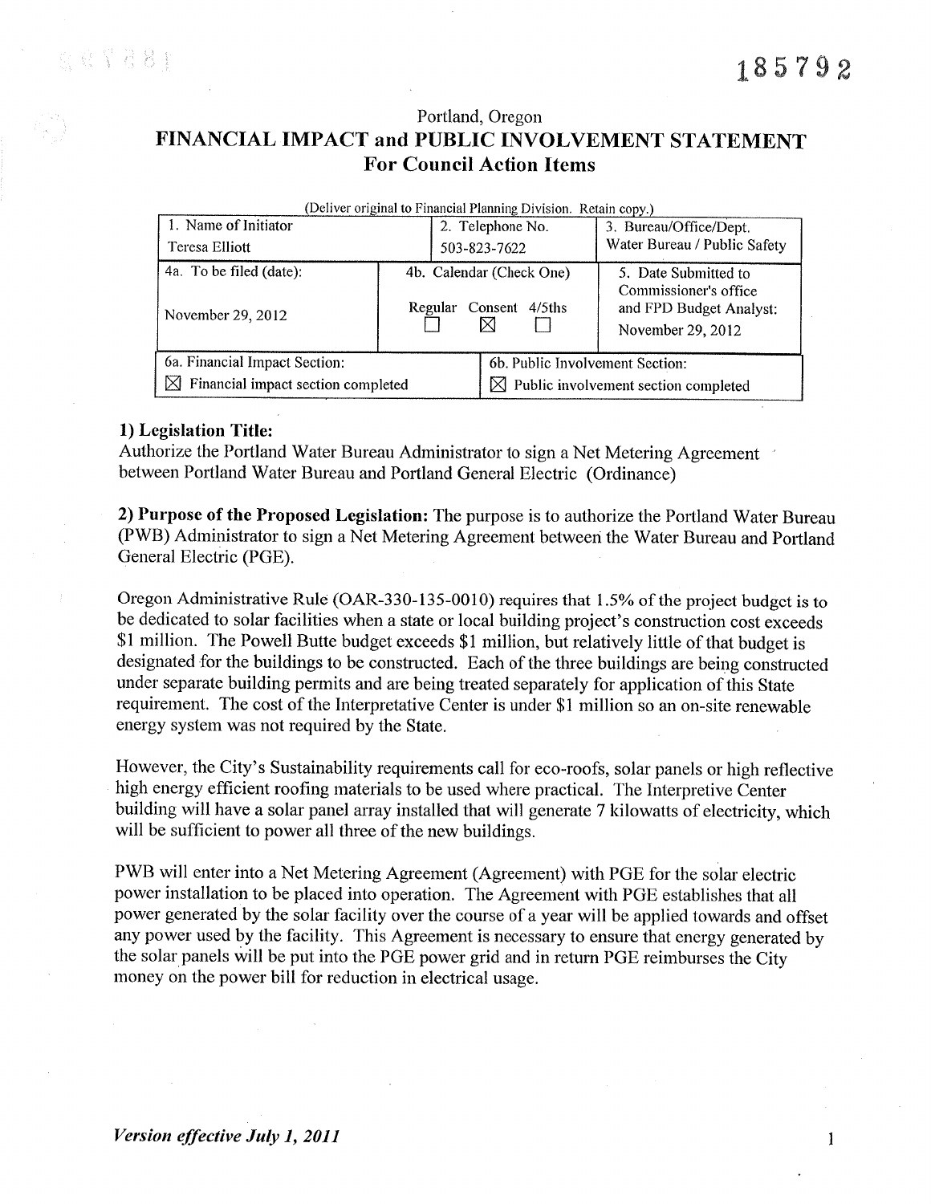185792

Portland, Oregon

# FINANCIAL IMPACT and PUBLIC INVOLVEMENT STATEMENT
## For Council Action Items

(Deliver original to Financial Planning Division. Retain copy.)

| 1. Name of Initiator | | 2. Telephone No. | 3. Bureau/Office/Dept. |
|---|---|---|---|
| Teresa Elliott | | 503-823-7622 | Water Bureau / Public Safety |
| 4a. To be filed (date): November 29, 2012 | 4b. Calendar (Check One) Regular ☐ Consent ☒ 4/5ths ☐ | | 5. Date Submitted to Commissioner's office and FPD Budget Analyst: November 29, 2012 |
| 6a. Financial Impact Section: ☒ Financial impact section completed | | 6b. Public Involvement Section: ☒ Public involvement section completed | |

**1) Legislation Title:**
Authorize the Portland Water Bureau Administrator to sign a Net Metering Agreement between Portland Water Bureau and Portland General Electric (Ordinance)

**2) Purpose of the Proposed Legislation:** The purpose is to authorize the Portland Water Bureau (PWB) Administrator to sign a Net Metering Agreement between the Water Bureau and Portland General Electric (PGE).

Oregon Administrative Rule (OAR-330-135-0010) requires that 1.5% of the project budget is to be dedicated to solar facilities when a state or local building project's construction cost exceeds $1 million. The Powell Butte budget exceeds $1 million, but relatively little of that budget is designated for the buildings to be constructed. Each of the three buildings are being constructed under separate building permits and are being treated separately for application of this State requirement. The cost of the Interpretative Center is under $1 million so an on-site renewable energy system was not required by the State.

However, the City's Sustainability requirements call for eco-roofs, solar panels or high reflective high energy efficient roofing materials to be used where practical. The Interpretive Center building will have a solar panel array installed that will generate 7 kilowatts of electricity, which will be sufficient to power all three of the new buildings.

PWB will enter into a Net Metering Agreement (Agreement) with PGE for the solar electric power installation to be placed into operation. The Agreement with PGE establishes that all power generated by the solar facility over the course of a year will be applied towards and offset any power used by the facility. This Agreement is necessary to ensure that energy generated by the solar panels will be put into the PGE power grid and in return PGE reimburses the City money on the power bill for reduction in electrical usage.

*Version effective July 1, 2011*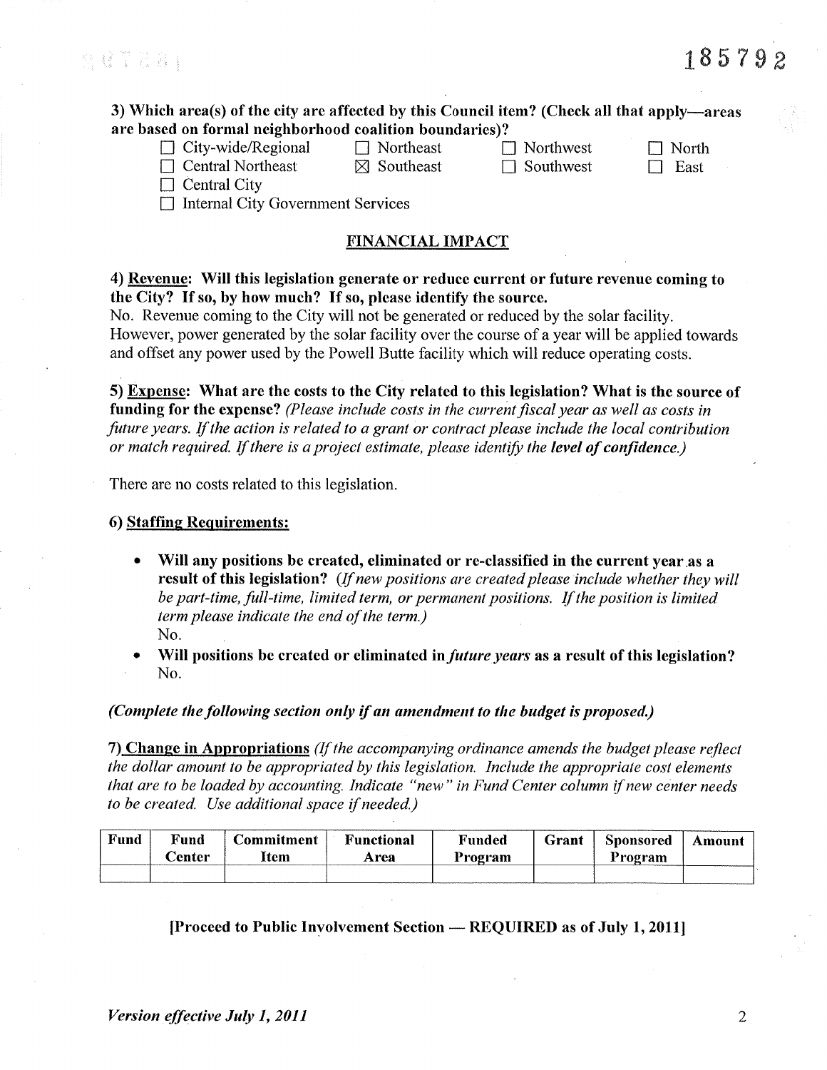185792

**3) Which area(s) of the city are affected by this Council item? (Check all that apply—areas are based on formal neighborhood coalition boundaries)?**

- ☐ City-wide/Regional
- ☐ Northeast
- ☐ Northwest
- ☐ North
- ☐ Central Northeast
- ☒ Southeast
- ☐ Southwest
- ☐ East
- ☐ Central City
- ☐ Internal City Government Services

## FINANCIAL IMPACT

**4) <u>Revenue</u>: Will this legislation generate or reduce current or future revenue coming to the City? If so, by how much? If so, please identify the source.**

No. Revenue coming to the City will not be generated or reduced by the solar facility. However, power generated by the solar facility over the course of a year will be applied towards and offset any power used by the Powell Butte facility which will reduce operating costs.

**5) <u>Expense</u>: What are the costs to the City related to this legislation? What is the source of funding for the expense?** *(Please include costs in the current fiscal year as well as costs in future years. If the action is related to a grant or contract please include the local contribution or match required. If there is a project estimate, please identify the* ***level of confidence.****)*

There are no costs related to this legislation.

**6) <u>Staffing Requirements:</u>**

- **Will any positions be created, eliminated or re-classified in the current year as a result of this legislation?** *(If new positions are created please include whether they will be part-time, full-time, limited term, or permanent positions. If the position is limited term please indicate the end of the term.)*
  No.
- **Will positions be created or eliminated in** ***future years*** **as a result of this legislation?**
  No.

***(Complete the following section only if an amendment to the budget is proposed.)***

**7) <u>Change in Appropriations</u>** *(If the accompanying ordinance amends the budget please reflect the dollar amount to be appropriated by this legislation. Include the appropriate cost elements that are to be loaded by accounting. Indicate "new" in Fund Center column if new center needs to be created. Use additional space if needed.)*

| Fund | Fund Center | Commitment Item | Functional Area | Funded Program | Grant | Sponsored Program | Amount |
|---|---|---|---|---|---|---|---|
| | | | | | | | |

**[Proceed to Public Involvement Section — REQUIRED as of July 1, 2011]**

***Version effective July 1, 2011***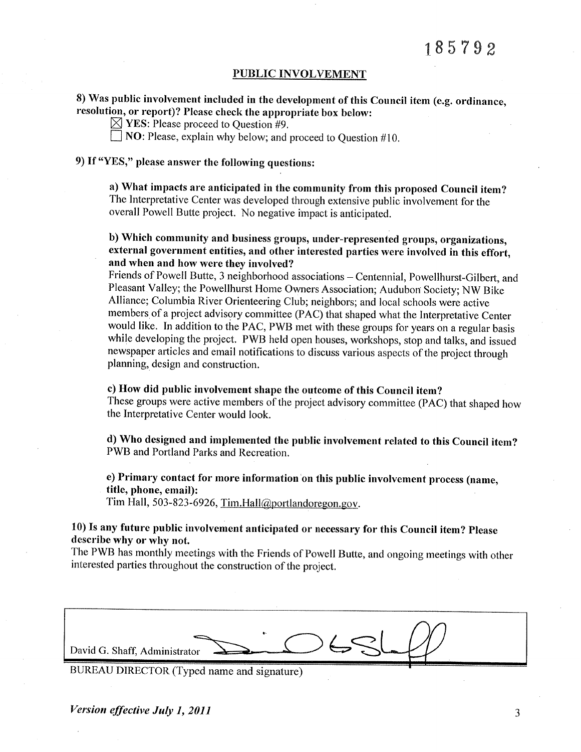185792

## PUBLIC INVOLVEMENT

**8) Was public involvement included in the development of this Council item (e.g. ordinance, resolution, or report)? Please check the appropriate box below:**

☒ **YES**: Please proceed to Question #9.

☐ **NO**: Please, explain why below; and proceed to Question #10.

**9) If "YES," please answer the following questions:**

**a) What impacts are anticipated in the community from this proposed Council item?**
The Interpretative Center was developed through extensive public involvement for the overall Powell Butte project. No negative impact is anticipated.

**b) Which community and business groups, under-represented groups, organizations, external government entities, and other interested parties were involved in this effort, and when and how were they involved?**
Friends of Powell Butte, 3 neighborhood associations – Centennial, Powellhurst-Gilbert, and Pleasant Valley; the Powellhurst Home Owners Association; Audubon Society; NW Bike Alliance; Columbia River Orienteering Club; neighbors; and local schools were active members of a project advisory committee (PAC) that shaped what the Interpretative Center would like. In addition to the PAC, PWB met with these groups for years on a regular basis while developing the project. PWB held open houses, workshops, stop and talks, and issued newspaper articles and email notifications to discuss various aspects of the project through planning, design and construction.

**c) How did public involvement shape the outcome of this Council item?**
These groups were active members of the project advisory committee (PAC) that shaped how the Interpretative Center would look.

**d) Who designed and implemented the public involvement related to this Council item?**
PWB and Portland Parks and Recreation.

**e) Primary contact for more information on this public involvement process (name, title, phone, email):**
Tim Hall, 503-823-6926, Tim.Hall@portlandoregon.gov.

**10) Is any future public involvement anticipated or necessary for this Council item? Please describe why or why not.**
The PWB has monthly meetings with the Friends of Powell Butte, and ongoing meetings with other interested parties throughout the construction of the project.

David G. Shaff, Administrator [signature]

BUREAU DIRECTOR (Typed name and signature)

*Version effective July 1, 2011*